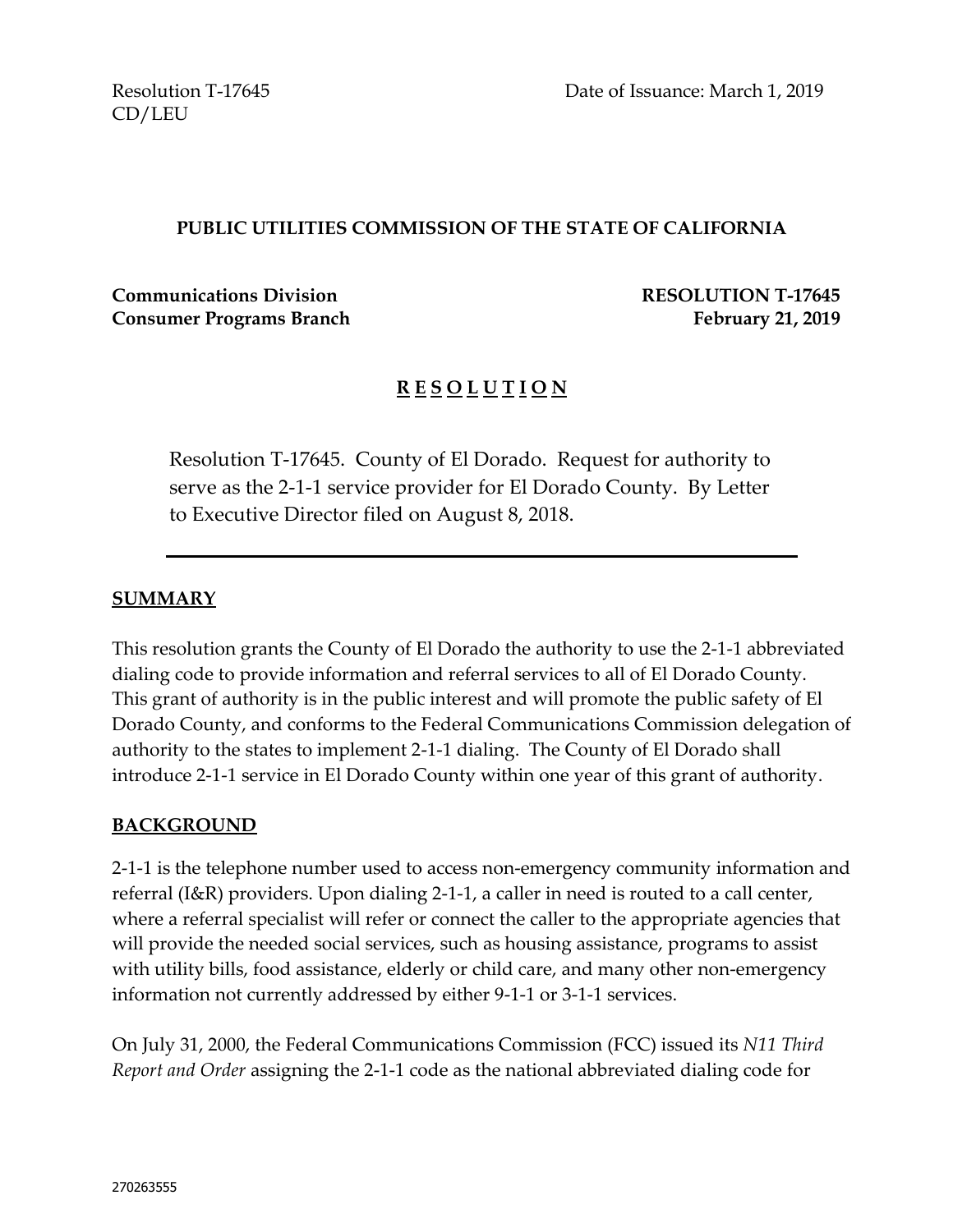Resolution T-17645
CD/LEU

Date of Issuance: March 1, 2019

**PUBLIC UTILITIES COMMISSION OF THE STATE OF CALIFORNIA**

**Communications Division**
**Consumer Programs Branch**

**RESOLUTION T-17645**
**February 21, 2019**

## R E S O L U T I O N

Resolution T-17645. County of El Dorado. Request for authority to serve as the 2-1-1 service provider for El Dorado County. By Letter to Executive Director filed on August 8, 2018.

---

## SUMMARY

This resolution grants the County of El Dorado the authority to use the 2-1-1 abbreviated dialing code to provide information and referral services to all of El Dorado County. This grant of authority is in the public interest and will promote the public safety of El Dorado County, and conforms to the Federal Communications Commission delegation of authority to the states to implement 2-1-1 dialing. The County of El Dorado shall introduce 2-1-1 service in El Dorado County within one year of this grant of authority.

## BACKGROUND

2-1-1 is the telephone number used to access non-emergency community information and referral (I&R) providers. Upon dialing 2-1-1, a caller in need is routed to a call center, where a referral specialist will refer or connect the caller to the appropriate agencies that will provide the needed social services, such as housing assistance, programs to assist with utility bills, food assistance, elderly or child care, and many other non-emergency information not currently addressed by either 9-1-1 or 3-1-1 services.

On July 31, 2000, the Federal Communications Commission (FCC) issued its *N11 Third Report and Order* assigning the 2-1-1 code as the national abbreviated dialing code for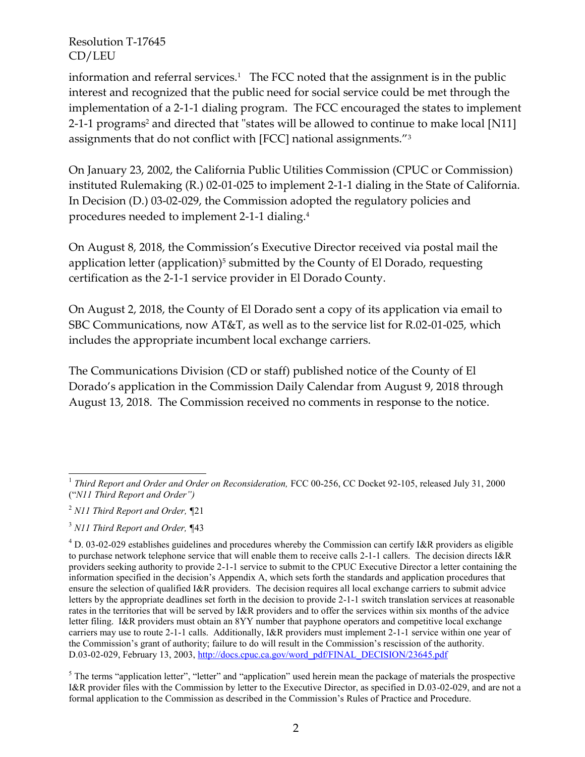information and referral services.[1] The FCC noted that the assignment is in the public interest and recognized that the public need for social service could be met through the implementation of a 2-1-1 dialing program. The FCC encouraged the states to implement 2-1-1 programs[2] and directed that "states will be allowed to continue to make local [N11] assignments that do not conflict with [FCC] national assignments."[3]

On January 23, 2002, the California Public Utilities Commission (CPUC or Commission) instituted Rulemaking (R.) 02-01-025 to implement 2-1-1 dialing in the State of California. In Decision (D.) 03-02-029, the Commission adopted the regulatory policies and procedures needed to implement 2-1-1 dialing.[4]

On August 8, 2018, the Commission's Executive Director received via postal mail the application letter (application)[5] submitted by the County of El Dorado, requesting certification as the 2-1-1 service provider in El Dorado County.

On August 2, 2018, the County of El Dorado sent a copy of its application via email to SBC Communications, now AT&T, as well as to the service list for R.02-01-025, which includes the appropriate incumbent local exchange carriers.

The Communications Division (CD or staff) published notice of the County of El Dorado's application in the Commission Daily Calendar from August 9, 2018 through August 13, 2018. The Commission received no comments in response to the notice.

---

[1] *Third Report and Order and Order on Reconsideration,* FCC 00-256, CC Docket 92-105, released July 31, 2000 ("*N11 Third Report and Order")*

[2] *N11 Third Report and Order,* ¶21

[3] *N11 Third Report and Order,* ¶43

[4] D. 03-02-029 establishes guidelines and procedures whereby the Commission can certify I&R providers as eligible to purchase network telephone service that will enable them to receive calls 2-1-1 callers. The decision directs I&R providers seeking authority to provide 2-1-1 service to submit to the CPUC Executive Director a letter containing the information specified in the decision's Appendix A, which sets forth the standards and application procedures that ensure the selection of qualified I&R providers. The decision requires all local exchange carriers to submit advice letters by the appropriate deadlines set forth in the decision to provide 2-1-1 switch translation services at reasonable rates in the territories that will be served by I&R providers and to offer the services within six months of the advice letter filing. I&R providers must obtain an 8YY number that payphone operators and competitive local exchange carriers may use to route 2-1-1 calls. Additionally, I&R providers must implement 2-1-1 service within one year of the Commission's grant of authority; failure to do will result in the Commission's rescission of the authority. D.03-02-029, February 13, 2003, http://docs.cpuc.ca.gov/word_pdf/FINAL_DECISION/23645.pdf

[5] The terms "application letter", "letter" and "application" used herein mean the package of materials the prospective I&R provider files with the Commission by letter to the Executive Director, as specified in D.03-02-029, and are not a formal application to the Commission as described in the Commission's Rules of Practice and Procedure.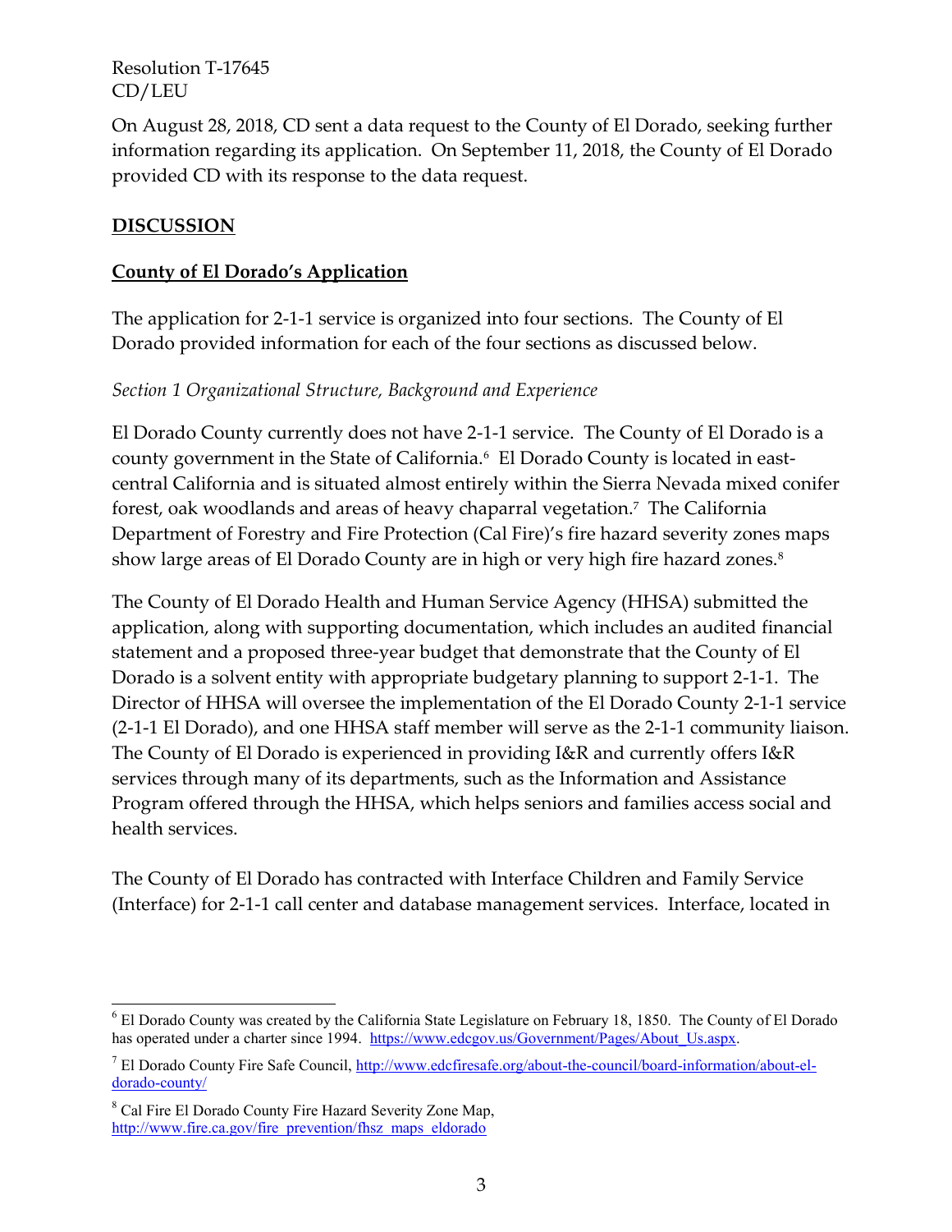On August 28, 2018, CD sent a data request to the County of El Dorado, seeking further information regarding its application. On September 11, 2018, the County of El Dorado provided CD with its response to the data request.

## DISCUSSION

### County of El Dorado's Application

The application for 2-1-1 service is organized into four sections. The County of El Dorado provided information for each of the four sections as discussed below.

*Section 1 Organizational Structure, Background and Experience*

El Dorado County currently does not have 2-1-1 service. The County of El Dorado is a county government in the State of California.[6] El Dorado County is located in east-central California and is situated almost entirely within the Sierra Nevada mixed conifer forest, oak woodlands and areas of heavy chaparral vegetation.[7] The California Department of Forestry and Fire Protection (Cal Fire)'s fire hazard severity zones maps show large areas of El Dorado County are in high or very high fire hazard zones.[8]

The County of El Dorado Health and Human Service Agency (HHSA) submitted the application, along with supporting documentation, which includes an audited financial statement and a proposed three-year budget that demonstrate that the County of El Dorado is a solvent entity with appropriate budgetary planning to support 2-1-1. The Director of HHSA will oversee the implementation of the El Dorado County 2-1-1 service (2-1-1 El Dorado), and one HHSA staff member will serve as the 2-1-1 community liaison. The County of El Dorado is experienced in providing I&R and currently offers I&R services through many of its departments, such as the Information and Assistance Program offered through the HHSA, which helps seniors and families access social and health services.

The County of El Dorado has contracted with Interface Children and Family Service (Interface) for 2-1-1 call center and database management services. Interface, located in

---

[6] El Dorado County was created by the California State Legislature on February 18, 1850. The County of El Dorado has operated under a charter since 1994. https://www.edcgov.us/Government/Pages/About_Us.aspx.

[7] El Dorado County Fire Safe Council, http://www.edcfiresafe.org/about-the-council/board-information/about-el-dorado-county/

[8] Cal Fire El Dorado County Fire Hazard Severity Zone Map, http://www.fire.ca.gov/fire_prevention/fhsz_maps_eldorado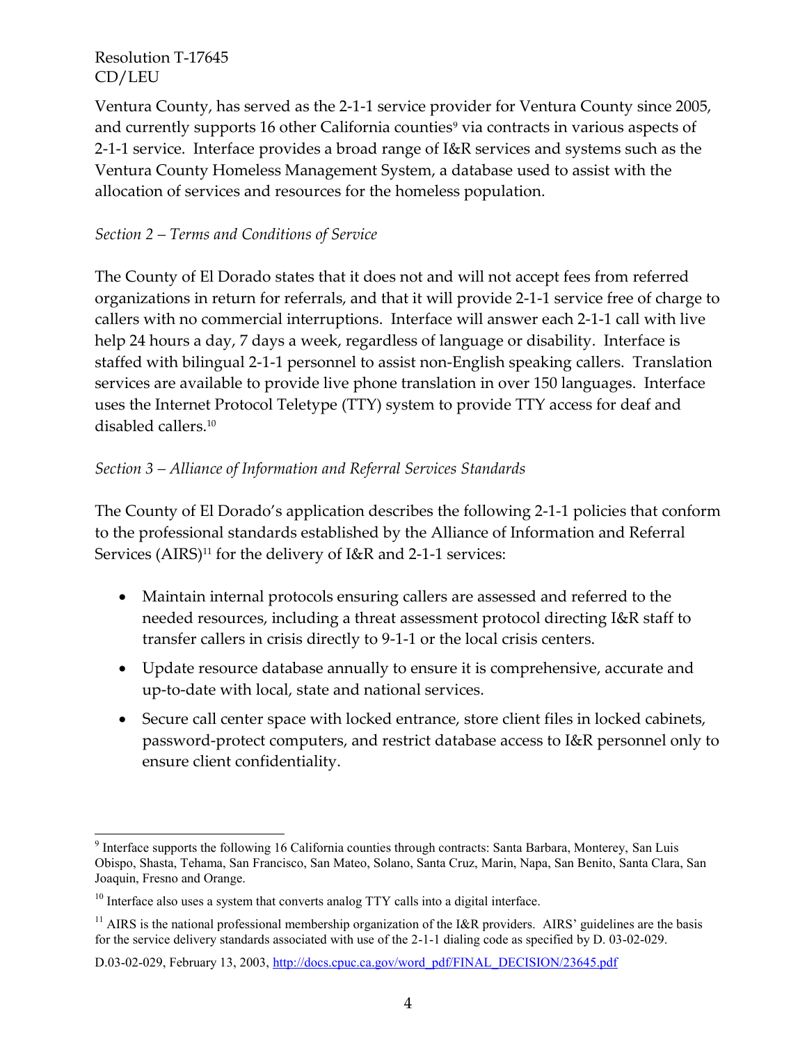Ventura County, has served as the 2-1-1 service provider for Ventura County since 2005, and currently supports 16 other California counties[9] via contracts in various aspects of 2-1-1 service. Interface provides a broad range of I&R services and systems such as the Ventura County Homeless Management System, a database used to assist with the allocation of services and resources for the homeless population.

*Section 2 – Terms and Conditions of Service*

The County of El Dorado states that it does not and will not accept fees from referred organizations in return for referrals, and that it will provide 2-1-1 service free of charge to callers with no commercial interruptions. Interface will answer each 2-1-1 call with live help 24 hours a day, 7 days a week, regardless of language or disability. Interface is staffed with bilingual 2-1-1 personnel to assist non-English speaking callers. Translation services are available to provide live phone translation in over 150 languages. Interface uses the Internet Protocol Teletype (TTY) system to provide TTY access for deaf and disabled callers.[10]

*Section 3 – Alliance of Information and Referral Services Standards*

The County of El Dorado's application describes the following 2-1-1 policies that conform to the professional standards established by the Alliance of Information and Referral Services (AIRS)[11] for the delivery of I&R and 2-1-1 services:

- Maintain internal protocols ensuring callers are assessed and referred to the needed resources, including a threat assessment protocol directing I&R staff to transfer callers in crisis directly to 9-1-1 or the local crisis centers.
- Update resource database annually to ensure it is comprehensive, accurate and up-to-date with local, state and national services.
- Secure call center space with locked entrance, store client files in locked cabinets, password-protect computers, and restrict database access to I&R personnel only to ensure client confidentiality.

---

[9] Interface supports the following 16 California counties through contracts: Santa Barbara, Monterey, San Luis Obispo, Shasta, Tehama, San Francisco, San Mateo, Solano, Santa Cruz, Marin, Napa, San Benito, Santa Clara, San Joaquin, Fresno and Orange.

[10] Interface also uses a system that converts analog TTY calls into a digital interface.

[11] AIRS is the national professional membership organization of the I&R providers. AIRS' guidelines are the basis for the service delivery standards associated with use of the 2-1-1 dialing code as specified by D. 03-02-029.

D.03-02-029, February 13, 2003, http://docs.cpuc.ca.gov/word_pdf/FINAL_DECISION/23645.pdf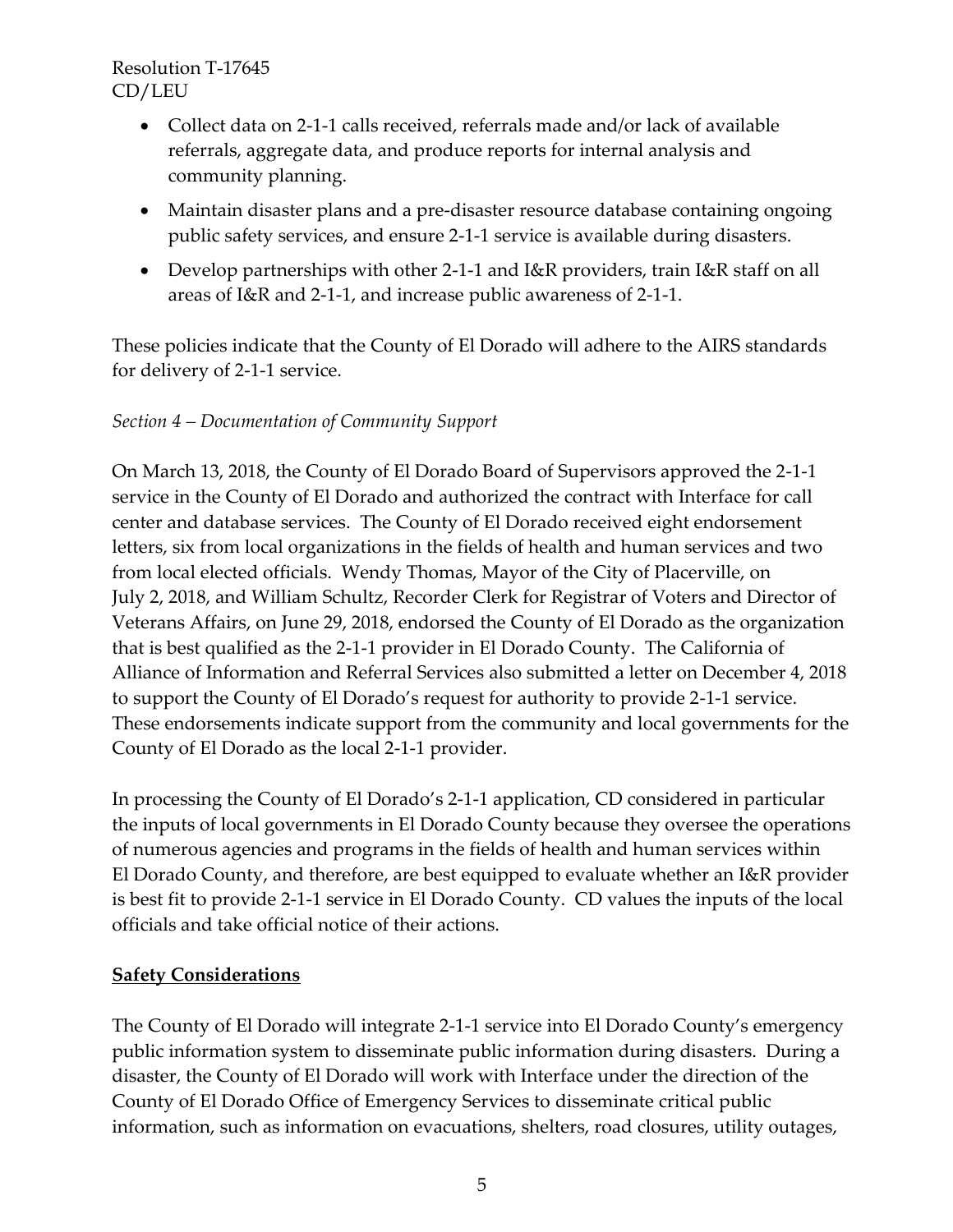- Collect data on 2-1-1 calls received, referrals made and/or lack of available referrals, aggregate data, and produce reports for internal analysis and community planning.
- Maintain disaster plans and a pre-disaster resource database containing ongoing public safety services, and ensure 2-1-1 service is available during disasters.
- Develop partnerships with other 2-1-1 and I&R providers, train I&R staff on all areas of I&R and 2-1-1, and increase public awareness of 2-1-1.

These policies indicate that the County of El Dorado will adhere to the AIRS standards for delivery of 2-1-1 service.

*Section 4 – Documentation of Community Support*

On March 13, 2018, the County of El Dorado Board of Supervisors approved the 2-1-1 service in the County of El Dorado and authorized the contract with Interface for call center and database services. The County of El Dorado received eight endorsement letters, six from local organizations in the fields of health and human services and two from local elected officials. Wendy Thomas, Mayor of the City of Placerville, on July 2, 2018, and William Schultz, Recorder Clerk for Registrar of Voters and Director of Veterans Affairs, on June 29, 2018, endorsed the County of El Dorado as the organization that is best qualified as the 2-1-1 provider in El Dorado County. The California of Alliance of Information and Referral Services also submitted a letter on December 4, 2018 to support the County of El Dorado's request for authority to provide 2-1-1 service. These endorsements indicate support from the community and local governments for the County of El Dorado as the local 2-1-1 provider.

In processing the County of El Dorado's 2-1-1 application, CD considered in particular the inputs of local governments in El Dorado County because they oversee the operations of numerous agencies and programs in the fields of health and human services within El Dorado County, and therefore, are best equipped to evaluate whether an I&R provider is best fit to provide 2-1-1 service in El Dorado County. CD values the inputs of the local officials and take official notice of their actions.

**Safety Considerations**

The County of El Dorado will integrate 2-1-1 service into El Dorado County's emergency public information system to disseminate public information during disasters. During a disaster, the County of El Dorado will work with Interface under the direction of the County of El Dorado Office of Emergency Services to disseminate critical public information, such as information on evacuations, shelters, road closures, utility outages,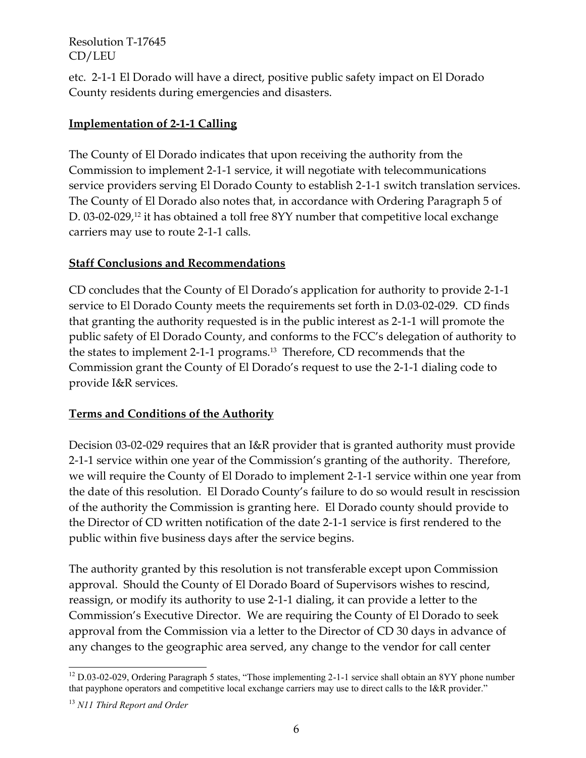etc. 2-1-1 El Dorado will have a direct, positive public safety impact on El Dorado County residents during emergencies and disasters.

**Implementation of 2-1-1 Calling**

The County of El Dorado indicates that upon receiving the authority from the Commission to implement 2-1-1 service, it will negotiate with telecommunications service providers serving El Dorado County to establish 2-1-1 switch translation services. The County of El Dorado also notes that, in accordance with Ordering Paragraph 5 of D. 03-02-029,[12] it has obtained a toll free 8YY number that competitive local exchange carriers may use to route 2-1-1 calls.

**Staff Conclusions and Recommendations**

CD concludes that the County of El Dorado's application for authority to provide 2-1-1 service to El Dorado County meets the requirements set forth in D.03-02-029. CD finds that granting the authority requested is in the public interest as 2-1-1 will promote the public safety of El Dorado County, and conforms to the FCC's delegation of authority to the states to implement 2-1-1 programs.[13] Therefore, CD recommends that the Commission grant the County of El Dorado's request to use the 2-1-1 dialing code to provide I&R services.

**Terms and Conditions of the Authority**

Decision 03-02-029 requires that an I&R provider that is granted authority must provide 2-1-1 service within one year of the Commission's granting of the authority. Therefore, we will require the County of El Dorado to implement 2-1-1 service within one year from the date of this resolution. El Dorado County's failure to do so would result in rescission of the authority the Commission is granting here. El Dorado county should provide to the Director of CD written notification of the date 2-1-1 service is first rendered to the public within five business days after the service begins.

The authority granted by this resolution is not transferable except upon Commission approval. Should the County of El Dorado Board of Supervisors wishes to rescind, reassign, or modify its authority to use 2-1-1 dialing, it can provide a letter to the Commission's Executive Director. We are requiring the County of El Dorado to seek approval from the Commission via a letter to the Director of CD 30 days in advance of any changes to the geographic area served, any change to the vendor for call center

---

[12] D.03-02-029, Ordering Paragraph 5 states, "Those implementing 2-1-1 service shall obtain an 8YY phone number that payphone operators and competitive local exchange carriers may use to direct calls to the I&R provider."

[13] *N11 Third Report and Order*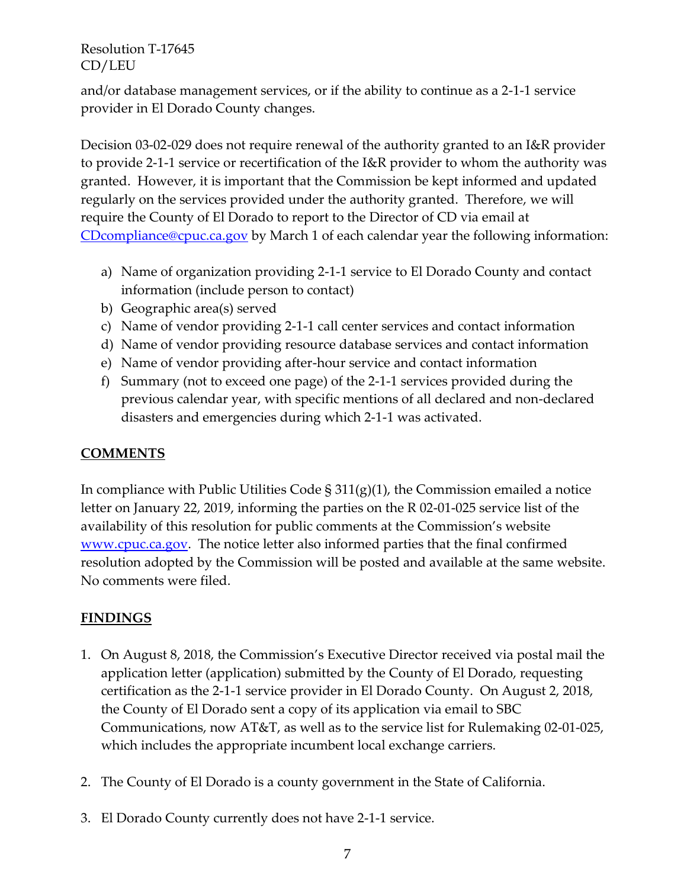and/or database management services, or if the ability to continue as a 2-1-1 service provider in El Dorado County changes.

Decision 03-02-029 does not require renewal of the authority granted to an I&R provider to provide 2-1-1 service or recertification of the I&R provider to whom the authority was granted. However, it is important that the Commission be kept informed and updated regularly on the services provided under the authority granted. Therefore, we will require the County of El Dorado to report to the Director of CD via email at CDcompliance@cpuc.ca.gov by March 1 of each calendar year the following information:

a) Name of organization providing 2-1-1 service to El Dorado County and contact information (include person to contact)
b) Geographic area(s) served
c) Name of vendor providing 2-1-1 call center services and contact information
d) Name of vendor providing resource database services and contact information
e) Name of vendor providing after-hour service and contact information
f) Summary (not to exceed one page) of the 2-1-1 services provided during the previous calendar year, with specific mentions of all declared and non-declared disasters and emergencies during which 2-1-1 was activated.

## COMMENTS

In compliance with Public Utilities Code § 311(g)(1), the Commission emailed a notice letter on January 22, 2019, informing the parties on the R 02-01-025 service list of the availability of this resolution for public comments at the Commission's website www.cpuc.ca.gov. The notice letter also informed parties that the final confirmed resolution adopted by the Commission will be posted and available at the same website. No comments were filed.

## FINDINGS

1. On August 8, 2018, the Commission's Executive Director received via postal mail the application letter (application) submitted by the County of El Dorado, requesting certification as the 2-1-1 service provider in El Dorado County. On August 2, 2018, the County of El Dorado sent a copy of its application via email to SBC Communications, now AT&T, as well as to the service list for Rulemaking 02-01-025, which includes the appropriate incumbent local exchange carriers.

2. The County of El Dorado is a county government in the State of California.

3. El Dorado County currently does not have 2-1-1 service.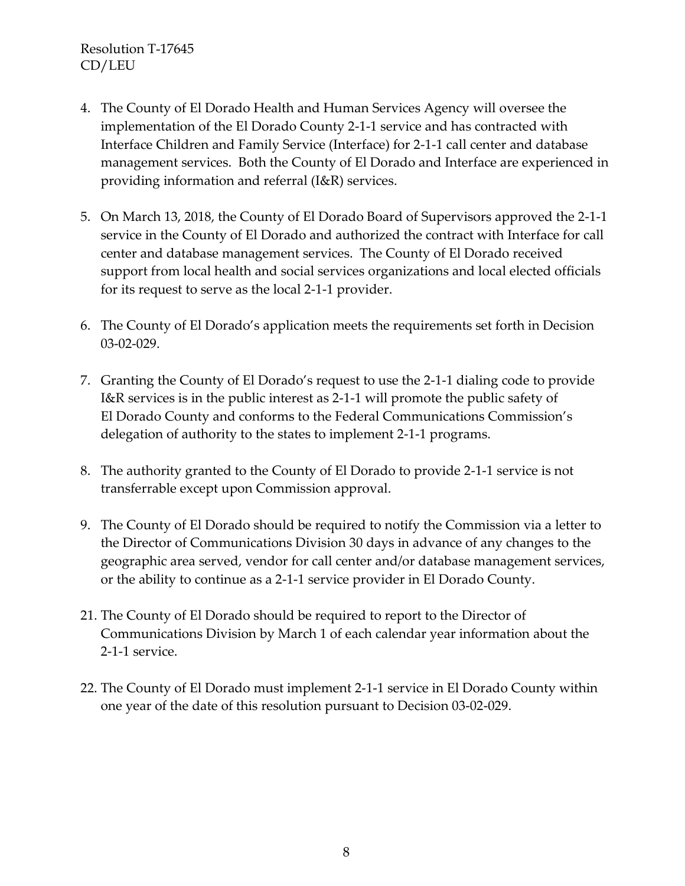4. The County of El Dorado Health and Human Services Agency will oversee the implementation of the El Dorado County 2-1-1 service and has contracted with Interface Children and Family Service (Interface) for 2-1-1 call center and database management services. Both the County of El Dorado and Interface are experienced in providing information and referral (I&R) services.

5. On March 13, 2018, the County of El Dorado Board of Supervisors approved the 2-1-1 service in the County of El Dorado and authorized the contract with Interface for call center and database management services. The County of El Dorado received support from local health and social services organizations and local elected officials for its request to serve as the local 2-1-1 provider.

6. The County of El Dorado's application meets the requirements set forth in Decision 03-02-029.

7. Granting the County of El Dorado's request to use the 2-1-1 dialing code to provide I&R services is in the public interest as 2-1-1 will promote the public safety of El Dorado County and conforms to the Federal Communications Commission's delegation of authority to the states to implement 2-1-1 programs.

8. The authority granted to the County of El Dorado to provide 2-1-1 service is not transferrable except upon Commission approval.

9. The County of El Dorado should be required to notify the Commission via a letter to the Director of Communications Division 30 days in advance of any changes to the geographic area served, vendor for call center and/or database management services, or the ability to continue as a 2-1-1 service provider in El Dorado County.

21. The County of El Dorado should be required to report to the Director of Communications Division by March 1 of each calendar year information about the 2-1-1 service.

22. The County of El Dorado must implement 2-1-1 service in El Dorado County within one year of the date of this resolution pursuant to Decision 03-02-029.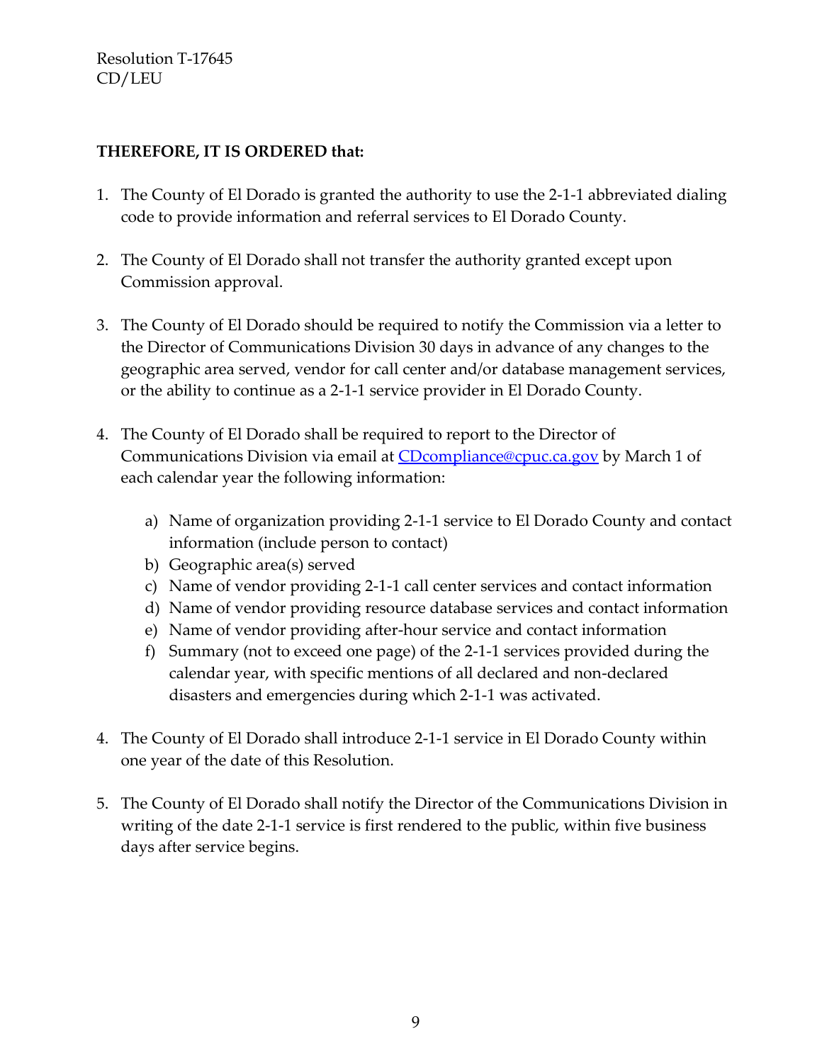**THEREFORE, IT IS ORDERED that:**

1. The County of El Dorado is granted the authority to use the 2-1-1 abbreviated dialing code to provide information and referral services to El Dorado County.

2. The County of El Dorado shall not transfer the authority granted except upon Commission approval.

3. The County of El Dorado should be required to notify the Commission via a letter to the Director of Communications Division 30 days in advance of any changes to the geographic area served, vendor for call center and/or database management services, or the ability to continue as a 2-1-1 service provider in El Dorado County.

4. The County of El Dorado shall be required to report to the Director of Communications Division via email at CDcompliance@cpuc.ca.gov by March 1 of each calendar year the following information:

    a) Name of organization providing 2-1-1 service to El Dorado County and contact information (include person to contact)
    b) Geographic area(s) served
    c) Name of vendor providing 2-1-1 call center services and contact information
    d) Name of vendor providing resource database services and contact information
    e) Name of vendor providing after-hour service and contact information
    f) Summary (not to exceed one page) of the 2-1-1 services provided during the calendar year, with specific mentions of all declared and non-declared disasters and emergencies during which 2-1-1 was activated.

4. The County of El Dorado shall introduce 2-1-1 service in El Dorado County within one year of the date of this Resolution.

5. The County of El Dorado shall notify the Director of the Communications Division in writing of the date 2-1-1 service is first rendered to the public, within five business days after service begins.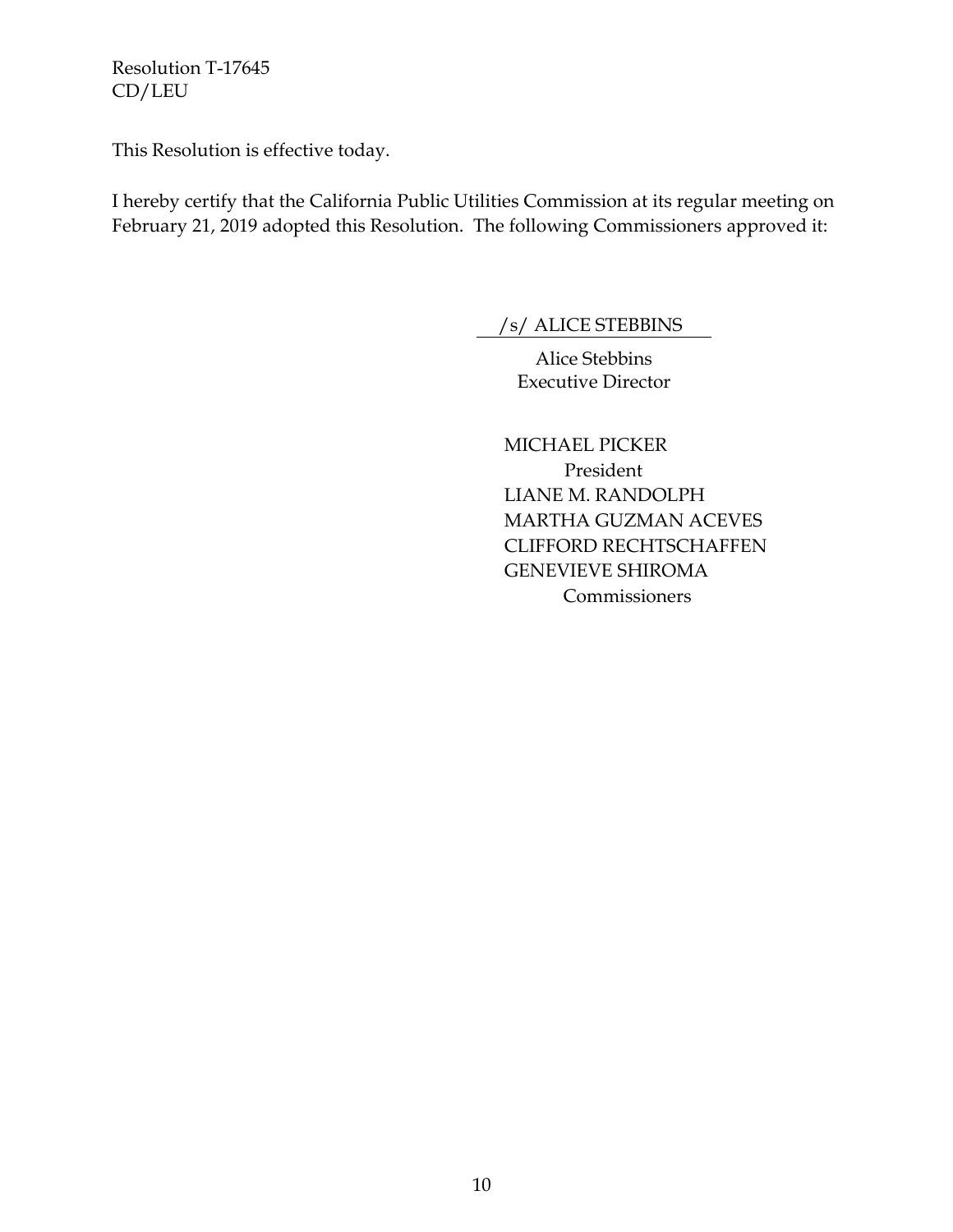This Resolution is effective today.

I hereby certify that the California Public Utilities Commission at its regular meeting on February 21, 2019 adopted this Resolution. The following Commissioners approved it:

/s/ ALICE STEBBINS

Alice Stebbins
Executive Director

MICHAEL PICKER
President
LIANE M. RANDOLPH
MARTHA GUZMAN ACEVES
CLIFFORD RECHTSCHAFFEN
GENEVIEVE SHIROMA
Commissioners